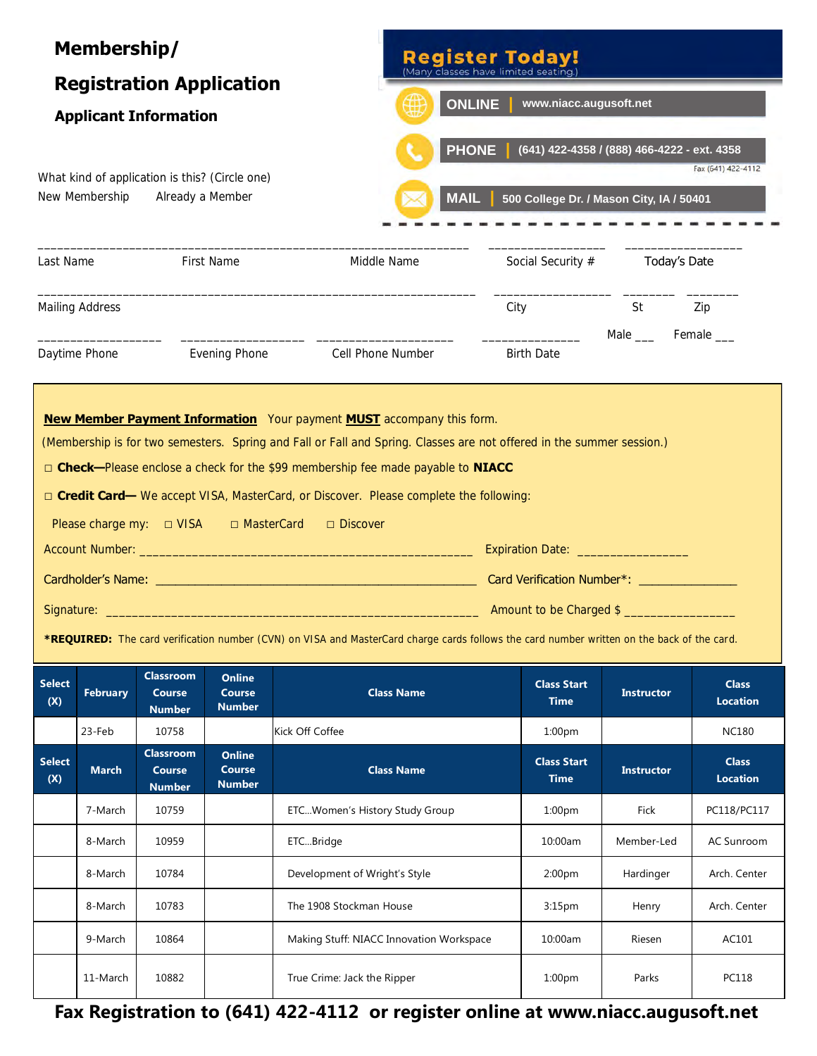# Membership/ Registration Application

## Applicant Information

**Register Today!**
(Many classes have limited seating.)

**ONLINE** | www.niacc.augusoft.net

**PHONE** | (641) 422-4358 / (888) 466-4222 - ext. 4358
Fax (641) 422-4112

**MAIL** | 500 College Dr. / Mason City, IA / 50401

What kind of application is this? (Circle one)
New Membership    Already a Member

Last Name ________ First Name ________ Middle Name ________ Social Security # ________ Today's Date ________

Mailing Address ________ City ________ St ________ Zip ________

Daytime Phone ________ Evening Phone ________ Cell Phone Number ________ Birth Date ________ Male ___ Female ___

**New Member Payment Information** Your payment **MUST** accompany this form.
(Membership is for two semesters. Spring and Fall or Fall and Spring. Classes are not offered in the summer session.)

☐ **Check—**Please enclose a check for the $99 membership fee made payable to **NIACC**

☐ **Credit Card—** We accept VISA, MasterCard, or Discover. Please complete the following:

Please charge my: ☐ VISA ☐ MasterCard ☐ Discover

Account Number: ________________ Expiration Date: ________________

Cardholder's Name: ________________ Card Verification Number*: ________________

Signature: ________________ Amount to be Charged $ ________________

***REQUIRED:** The card verification number (CVN) on VISA and MasterCard charge cards follows the card number written on the back of the card.

| Select (X) | February | Classroom Course Number | Online Course Number | Class Name | Class Start Time | Instructor | Class Location |
|---|---|---|---|---|---|---|---|
| | 23-Feb | 10758 | | Kick Off Coffee | 1:00pm | | NC180 |
| **Select (X)** | **March** | **Classroom Course Number** | **Online Course Number** | **Class Name** | **Class Start Time** | **Instructor** | **Class Location** |
| | 7-March | 10759 | | ETC...Women's History Study Group | 1:00pm | Fick | PC118/PC117 |
| | 8-March | 10959 | | ETC...Bridge | 10:00am | Member-Led | AC Sunroom |
| | 8-March | 10784 | | Development of Wright's Style | 2:00pm | Hardinger | Arch. Center |
| | 8-March | 10783 | | The 1908 Stockman House | 3:15pm | Henry | Arch. Center |
| | 9-March | 10864 | | Making Stuff: NIACC Innovation Workspace | 10:00am | Riesen | AC101 |
| | 11-March | 10882 | | True Crime: Jack the Ripper | 1:00pm | Parks | PC118 |

**Fax Registration to (641) 422-4112 or register online at www.niacc.augusoft.net**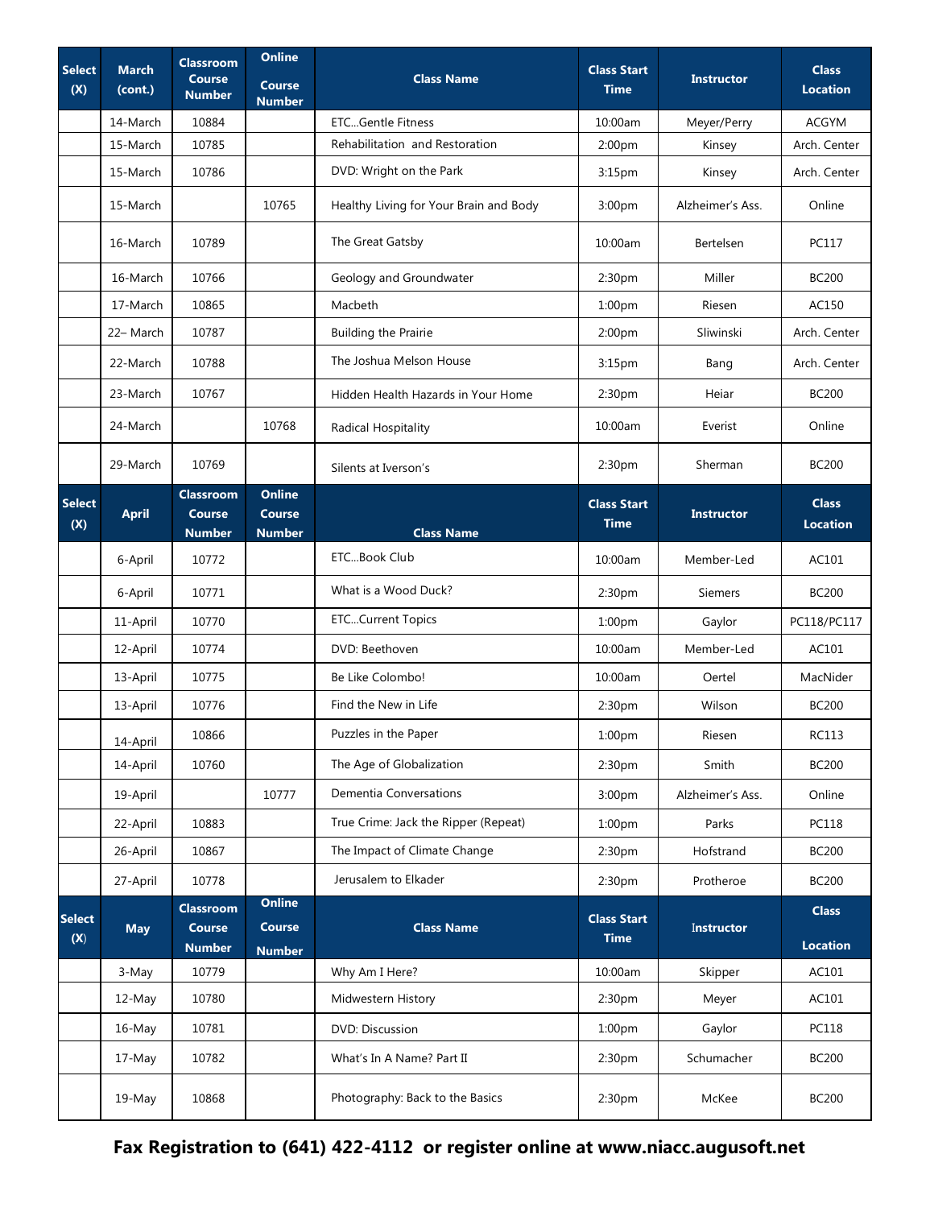| Select (X) | March (cont.) | Classroom Course Number | Online Course Number | Class Name | Class Start Time | Instructor | Class Location |
|---|---|---|---|---|---|---|---|
| | 14-March | 10884 | | ETC...Gentle Fitness | 10:00am | Meyer/Perry | ACGYM |
| | 15-March | 10785 | | Rehabilitation and Restoration | 2:00pm | Kinsey | Arch. Center |
| | 15-March | 10786 | | DVD: Wright on the Park | 3:15pm | Kinsey | Arch. Center |
| | 15-March | | 10765 | Healthy Living for Your Brain and Body | 3:00pm | Alzheimer's Ass. | Online |
| | 16-March | 10789 | | The Great Gatsby | 10:00am | Bertelsen | PC117 |
| | 16-March | 10766 | | Geology and Groundwater | 2:30pm | Miller | BC200 |
| | 17-March | 10865 | | Macbeth | 1:00pm | Riesen | AC150 |
| | 22– March | 10787 | | Building the Prairie | 2:00pm | Sliwinski | Arch. Center |
| | 22-March | 10788 | | The Joshua Melson House | 3:15pm | Bang | Arch. Center |
| | 23-March | 10767 | | Hidden Health Hazards in Your Home | 2:30pm | Heiar | BC200 |
| | 24-March | | 10768 | Radical Hospitality | 10:00am | Everist | Online |
| | 29-March | 10769 | | Silents at Iverson's | 2:30pm | Sherman | BC200 |
| **Select (X)** | **April** | **Classroom Course Number** | **Online Course Number** | **Class Name** | **Class Start Time** | **Instructor** | **Class Location** |
| | 6-April | 10772 | | ETC...Book Club | 10:00am | Member-Led | AC101 |
| | 6-April | 10771 | | What is a Wood Duck? | 2:30pm | Siemers | BC200 |
| | 11-April | 10770 | | ETC...Current Topics | 1:00pm | Gaylor | PC118/PC117 |
| | 12-April | 10774 | | DVD: Beethoven | 10:00am | Member-Led | AC101 |
| | 13-April | 10775 | | Be Like Colombo! | 10:00am | Oertel | MacNider |
| | 13-April | 10776 | | Find the New in Life | 2:30pm | Wilson | BC200 |
| | 14-April | 10866 | | Puzzles in the Paper | 1:00pm | Riesen | RC113 |
| | 14-April | 10760 | | The Age of Globalization | 2:30pm | Smith | BC200 |
| | 19-April | | 10777 | Dementia Conversations | 3:00pm | Alzheimer's Ass. | Online |
| | 22-April | 10883 | | True Crime: Jack the Ripper (Repeat) | 1:00pm | Parks | PC118 |
| | 26-April | 10867 | | The Impact of Climate Change | 2:30pm | Hofstrand | BC200 |
| | 27-April | 10778 | | Jerusalem to Elkader | 2:30pm | Protheroe | BC200 |
| **Select (X)** | **May** | **Classroom Course Number** | **Online Course Number** | **Class Name** | **Class Start Time** | **Instructor** | **Class Location** |
| | 3-May | 10779 | | Why Am I Here? | 10:00am | Skipper | AC101 |
| | 12-May | 10780 | | Midwestern History | 2:30pm | Meyer | AC101 |
| | 16-May | 10781 | | DVD: Discussion | 1:00pm | Gaylor | PC118 |
| | 17-May | 10782 | | What's In A Name? Part II | 2:30pm | Schumacher | BC200 |
| | 19-May | 10868 | | Photography: Back to the Basics | 2:30pm | McKee | BC200 |

**Fax Registration to (641) 422-4112 or register online at www.niacc.augusoft.net**